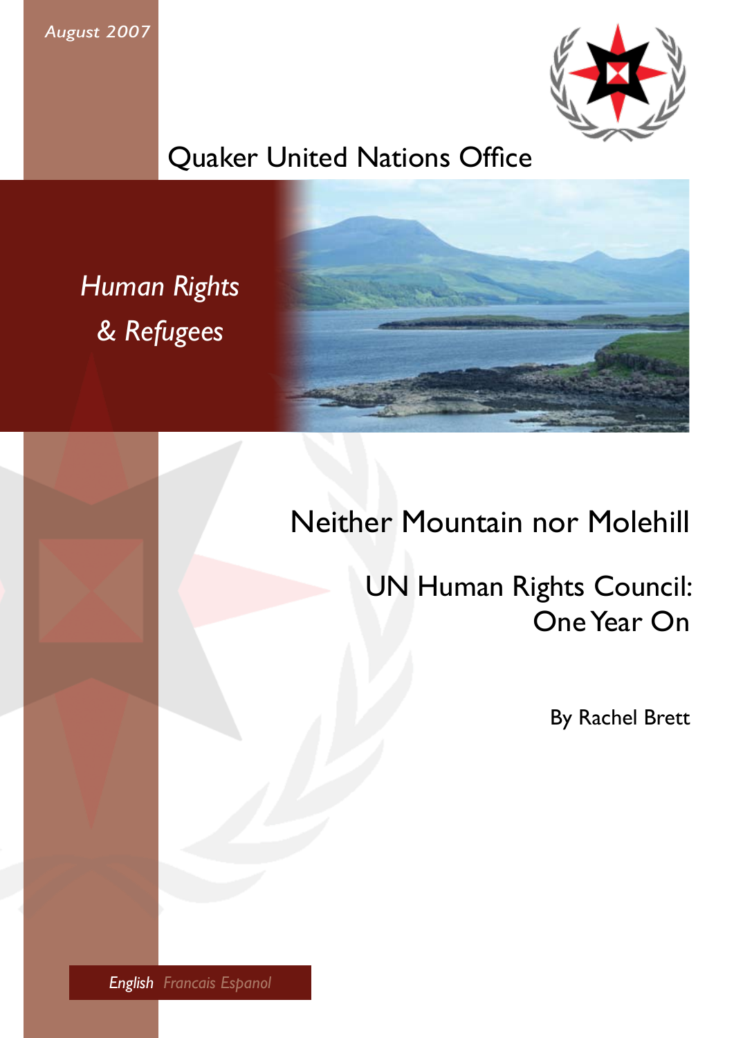*August 2007*

Quaker United Nations Office

*Human Rights & Refugees*

# Neither Mountain nor Molehill

## UN Human Rights Council: One Year On

By Rachel Brett

*English Francais Espanol*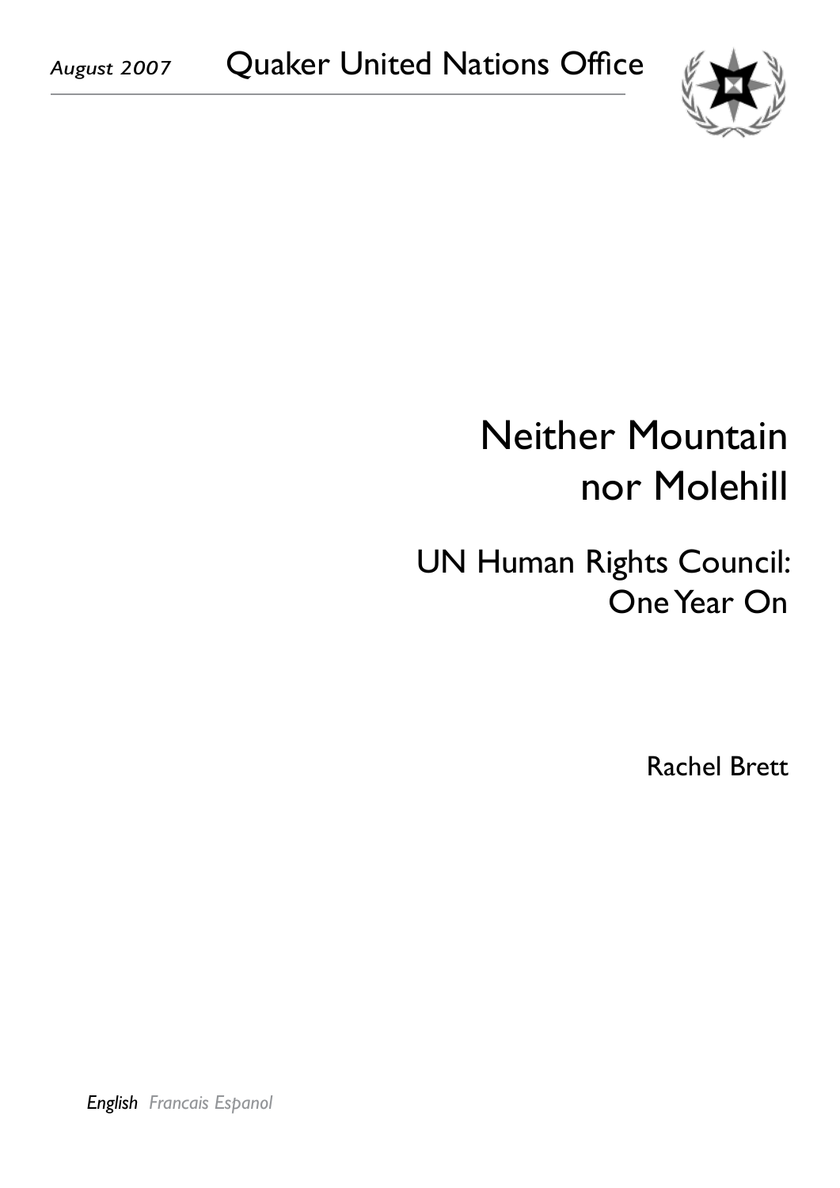*August 2007* Quaker United Nations Office

# Neither Mountain nor Molehill

## UN Human Rights Council: One Year On

Rachel Brett

***English*** *Francais Espanol*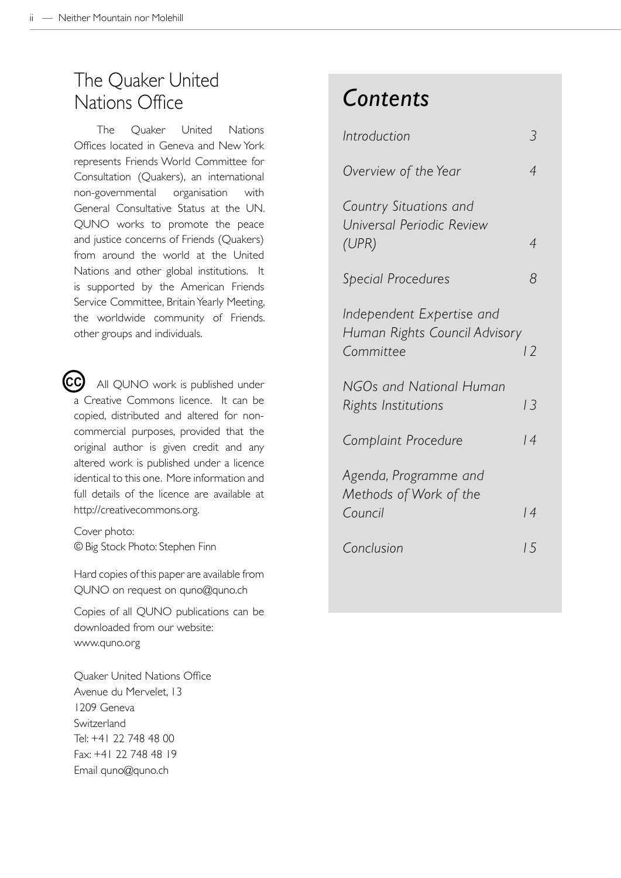## The Quaker United Nations Office

The Quaker United Nations Offices located in Geneva and New York represents Friends World Committee for Consultation (Quakers), an international non-governmental organisation with General Consultative Status at the UN. QUNO works to promote the peace and justice concerns of Friends (Quakers) from around the world at the United Nations and other global institutions. It is supported by the American Friends Service Committee, Britain Yearly Meeting, the worldwide community of Friends. other groups and individuals.

All QUNO work is published under a Creative Commons licence. It can be copied, distributed and altered for non-commercial purposes, provided that the original author is given credit and any altered work is published under a licence identical to this one. More information and full details of the licence are available at http://creativecommons.org.

Cover photo:
© Big Stock Photo: Stephen Finn

Hard copies of this paper are available from QUNO on request on quno@quno.ch

Copies of all QUNO publications can be downloaded from our website:
www.quno.org

Quaker United Nations Office
Avenue du Mervelet, 13
1209 Geneva
Switzerland
Tel: +41 22 748 48 00
Fax: +41 22 748 48 19
Email quno@quno.ch

## *Contents*

| | |
|---|---|
| *Introduction* | *3* |
| *Overview of the Year* | *4* |
| *Country Situations and Universal Periodic Review (UPR)* | *4* |
| *Special Procedures* | *8* |
| *Independent Expertise and Human Rights Council Advisory Committee* | *12* |
| *NGOs and National Human Rights Institutions* | *13* |
| *Complaint Procedure* | *14* |
| *Agenda, Programme and Methods of Work of the Council* | *14* |
| *Conclusion* | *15* |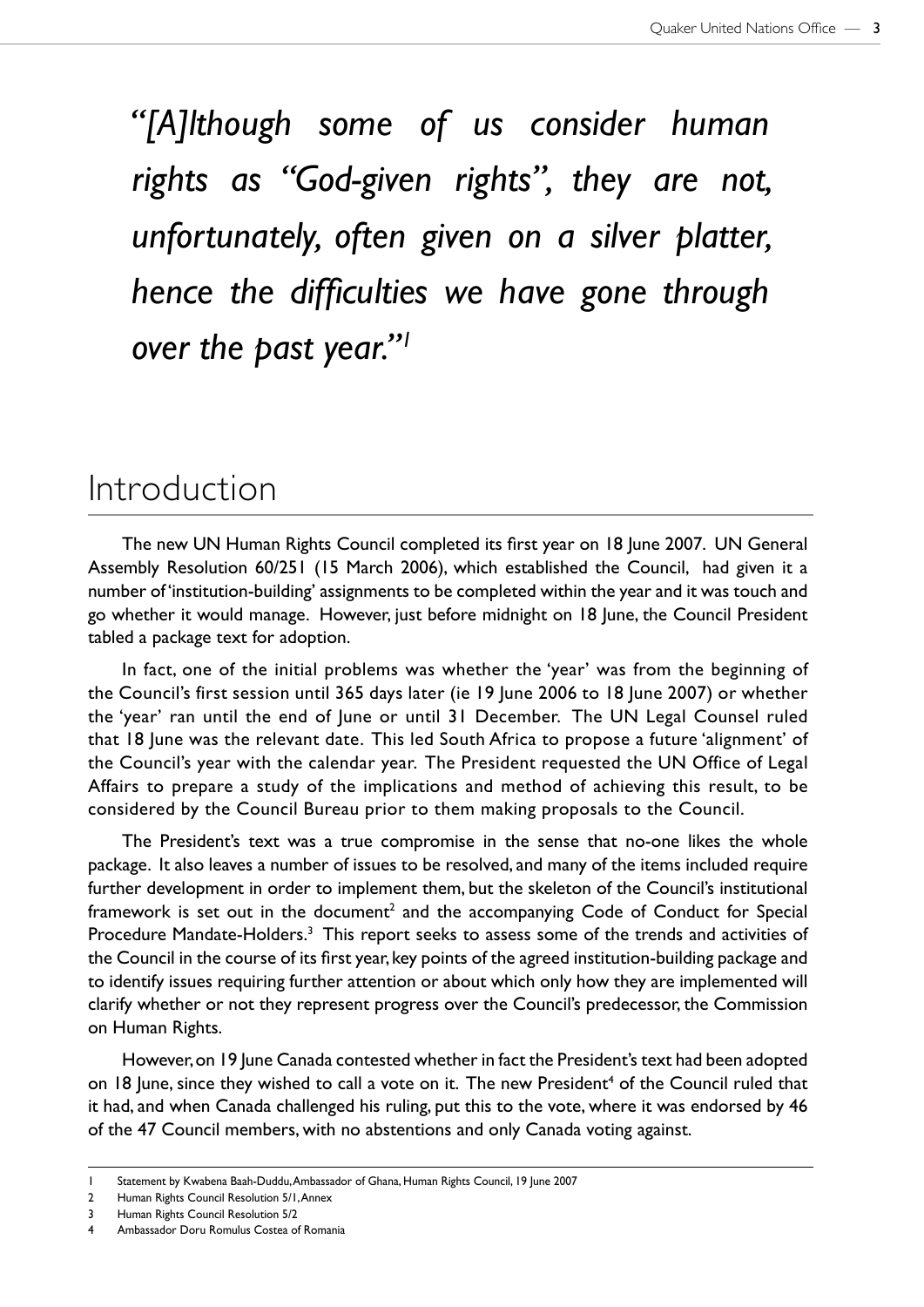*"[A]lthough some of us consider human rights as "God-given rights", they are not, unfortunately, often given on a silver platter, hence the difficulties we have gone through over the past year."[1]*

# Introduction

The new UN Human Rights Council completed its first year on 18 June 2007. UN General Assembly Resolution 60/251 (15 March 2006), which established the Council, had given it a number of 'institution-building' assignments to be completed within the year and it was touch and go whether it would manage. However, just before midnight on 18 June, the Council President tabled a package text for adoption.

In fact, one of the initial problems was whether the 'year' was from the beginning of the Council's first session until 365 days later (ie 19 June 2006 to 18 June 2007) or whether the 'year' ran until the end of June or until 31 December. The UN Legal Counsel ruled that 18 June was the relevant date. This led South Africa to propose a future 'alignment' of the Council's year with the calendar year. The President requested the UN Office of Legal Affairs to prepare a study of the implications and method of achieving this result, to be considered by the Council Bureau prior to them making proposals to the Council.

The President's text was a true compromise in the sense that no-one likes the whole package. It also leaves a number of issues to be resolved, and many of the items included require further development in order to implement them, but the skeleton of the Council's institutional framework is set out in the document[2] and the accompanying Code of Conduct for Special Procedure Mandate-Holders.[3] This report seeks to assess some of the trends and activities of the Council in the course of its first year, key points of the agreed institution-building package and to identify issues requiring further attention or about which only how they are implemented will clarify whether or not they represent progress over the Council's predecessor, the Commission on Human Rights.

However, on 19 June Canada contested whether in fact the President's text had been adopted on 18 June, since they wished to call a vote on it. The new President[4] of the Council ruled that it had, and when Canada challenged his ruling, put this to the vote, where it was endorsed by 46 of the 47 Council members, with no abstentions and only Canada voting against.

---

1 Statement by Kwabena Baah-Duddu, Ambassador of Ghana, Human Rights Council, 19 June 2007

2 Human Rights Council Resolution 5/1, Annex

3 Human Rights Council Resolution 5/2

4 Ambassador Doru Romulus Costea of Romania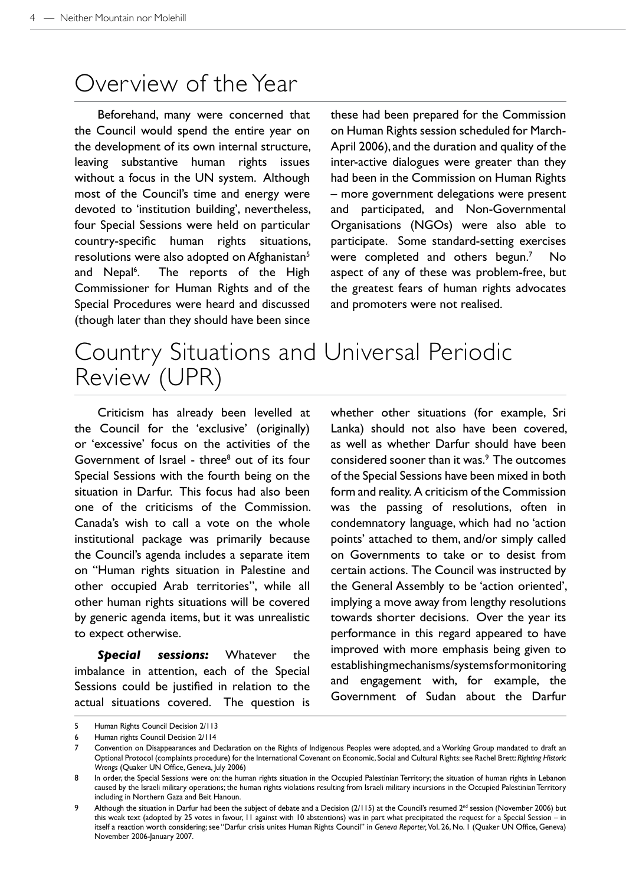# Overview of the Year

Beforehand, many were concerned that the Council would spend the entire year on the development of its own internal structure, leaving substantive human rights issues without a focus in the UN system. Although most of the Council's time and energy were devoted to 'institution building', nevertheless, four Special Sessions were held on particular country-specific human rights situations, resolutions were also adopted on Afghanistan[5] and Nepal[6]. The reports of the High Commissioner for Human Rights and of the Special Procedures were heard and discussed (though later than they should have been since these had been prepared for the Commission on Human Rights session scheduled for March-April 2006), and the duration and quality of the inter-active dialogues were greater than they had been in the Commission on Human Rights – more government delegations were present and participated, and Non-Governmental Organisations (NGOs) were also able to participate. Some standard-setting exercises were completed and others begun.[7] No aspect of any of these was problem-free, but the greatest fears of human rights advocates and promoters were not realised.

# Country Situations and Universal Periodic Review (UPR)

Criticism has already been levelled at the Council for the 'exclusive' (originally) or 'excessive' focus on the activities of the Government of Israel - three[8] out of its four Special Sessions with the fourth being on the situation in Darfur. This focus had also been one of the criticisms of the Commission. Canada's wish to call a vote on the whole institutional package was primarily because the Council's agenda includes a separate item on "Human rights situation in Palestine and other occupied Arab territories", while all other human rights situations will be covered by generic agenda items, but it was unrealistic to expect otherwise.

***Special sessions:*** Whatever the imbalance in attention, each of the Special Sessions could be justified in relation to the actual situations covered. The question is whether other situations (for example, Sri Lanka) should not also have been covered, as well as whether Darfur should have been considered sooner than it was.[9] The outcomes of the Special Sessions have been mixed in both form and reality. A criticism of the Commission was the passing of resolutions, often in condemnatory language, which had no 'action points' attached to them, and/or simply called on Governments to take or to desist from certain actions. The Council was instructed by the General Assembly to be 'action oriented', implying a move away from lengthy resolutions towards shorter decisions. Over the year its performance in this regard appeared to have improved with more emphasis being given to establishing mechanisms/systems for monitoring and engagement with, for example, the Government of Sudan about the Darfur

---

5 Human Rights Council Decision 2/113

6 Human rights Council Decision 2/114

7 Convention on Disappearances and Declaration on the Rights of Indigenous Peoples were adopted, and a Working Group mandated to draft an Optional Protocol (complaints procedure) for the International Covenant on Economic, Social and Cultural Rights: see Rachel Brett: *Righting Historic Wrongs* (Quaker UN Office, Geneva, July 2006)

8 In order, the Special Sessions were on: the human rights situation in the Occupied Palestinian Territory; the situation of human rights in Lebanon caused by the Israeli military operations; the human rights violations resulting from Israeli military incursions in the Occupied Palestinian Territory including in Northern Gaza and Beit Hanoun.

9 Although the situation in Darfur had been the subject of debate and a Decision (2/115) at the Council's resumed 2nd session (November 2006) but this weak text (adopted by 25 votes in favour, 11 against with 10 abstentions) was in part what precipitated the request for a Special Session – in itself a reaction worth considering; see "Darfur crisis unites Human Rights Council" in *Geneva Reporter*, Vol. 26, No. 1 (Quaker UN Office, Geneva) November 2006-January 2007.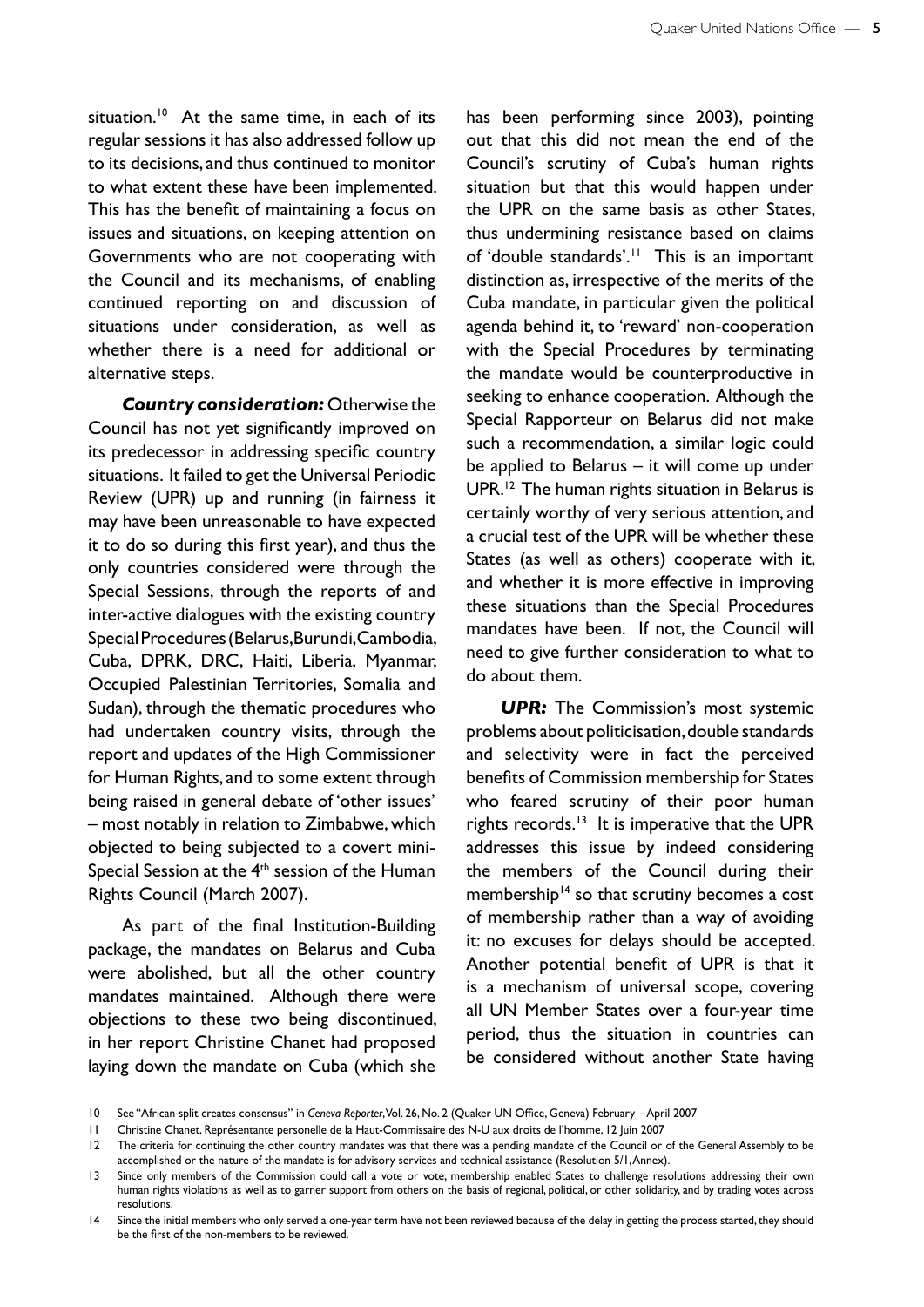situation.[10] At the same time, in each of its regular sessions it has also addressed follow up to its decisions, and thus continued to monitor to what extent these have been implemented. This has the benefit of maintaining a focus on issues and situations, on keeping attention on Governments who are not cooperating with the Council and its mechanisms, of enabling continued reporting on and discussion of situations under consideration, as well as whether there is a need for additional or alternative steps.

***Country consideration:*** Otherwise the Council has not yet significantly improved on its predecessor in addressing specific country situations. It failed to get the Universal Periodic Review (UPR) up and running (in fairness it may have been unreasonable to have expected it to do so during this first year), and thus the only countries considered were through the Special Sessions, through the reports of and inter-active dialogues with the existing country Special Procedures (Belarus, Burundi, Cambodia, Cuba, DPRK, DRC, Haiti, Liberia, Myanmar, Occupied Palestinian Territories, Somalia and Sudan), through the thematic procedures who had undertaken country visits, through the report and updates of the High Commissioner for Human Rights, and to some extent through being raised in general debate of 'other issues' – most notably in relation to Zimbabwe, which objected to being subjected to a covert mini-Special Session at the 4th session of the Human Rights Council (March 2007).

As part of the final Institution-Building package, the mandates on Belarus and Cuba were abolished, but all the other country mandates maintained. Although there were objections to these two being discontinued, in her report Christine Chanet had proposed laying down the mandate on Cuba (which she has been performing since 2003), pointing out that this did not mean the end of the Council's scrutiny of Cuba's human rights situation but that this would happen under the UPR on the same basis as other States, thus undermining resistance based on claims of 'double standards'.[11] This is an important distinction as, irrespective of the merits of the Cuba mandate, in particular given the political agenda behind it, to 'reward' non-cooperation with the Special Procedures by terminating the mandate would be counterproductive in seeking to enhance cooperation. Although the Special Rapporteur on Belarus did not make such a recommendation, a similar logic could be applied to Belarus – it will come up under UPR.[12] The human rights situation in Belarus is certainly worthy of very serious attention, and a crucial test of the UPR will be whether these States (as well as others) cooperate with it, and whether it is more effective in improving these situations than the Special Procedures mandates have been. If not, the Council will need to give further consideration to what to do about them.

***UPR:*** The Commission's most systemic problems about politicisation, double standards and selectivity were in fact the perceived benefits of Commission membership for States who feared scrutiny of their poor human rights records.[13] It is imperative that the UPR addresses this issue by indeed considering the members of the Council during their membership[14] so that scrutiny becomes a cost of membership rather than a way of avoiding it: no excuses for delays should be accepted. Another potential benefit of UPR is that it is a mechanism of universal scope, covering all UN Member States over a four-year time period, thus the situation in countries can be considered without another State having

---

10 See "African split creates consensus" in *Geneva Reporter*, Vol. 26, No. 2 (Quaker UN Office, Geneva) February – April 2007

11 Christine Chanet, Représentante personelle de la Haut-Commissaire des N-U aux droits de l'homme, 12 Juin 2007

12 The criteria for continuing the other country mandates was that there was a pending mandate of the Council or of the General Assembly to be accomplished or the nature of the mandate is for advisory services and technical assistance (Resolution 5/1, Annex).

13 Since only members of the Commission could call a vote or vote, membership enabled States to challenge resolutions addressing their own human rights violations as well as to garner support from others on the basis of regional, political, or other solidarity, and by trading votes across resolutions.

14 Since the initial members who only served a one-year term have not been reviewed because of the delay in getting the process started, they should be the first of the non-members to be reviewed.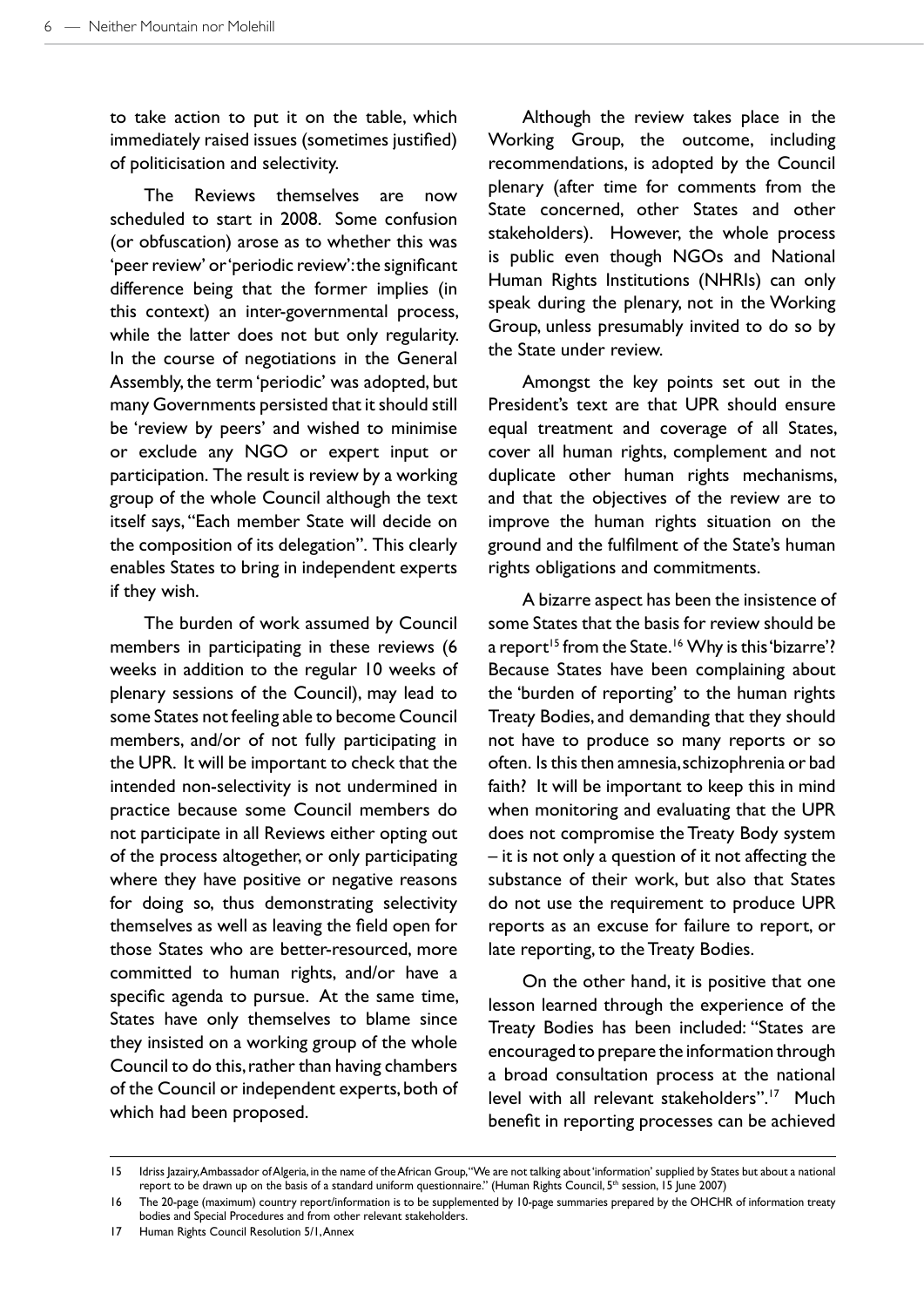to take action to put it on the table, which immediately raised issues (sometimes justified) of politicisation and selectivity.

The Reviews themselves are now scheduled to start in 2008. Some confusion (or obfuscation) arose as to whether this was 'peer review' or 'periodic review': the significant difference being that the former implies (in this context) an inter-governmental process, while the latter does not but only regularity. In the course of negotiations in the General Assembly, the term 'periodic' was adopted, but many Governments persisted that it should still be 'review by peers' and wished to minimise or exclude any NGO or expert input or participation. The result is review by a working group of the whole Council although the text itself says, "Each member State will decide on the composition of its delegation". This clearly enables States to bring in independent experts if they wish.

The burden of work assumed by Council members in participating in these reviews (6 weeks in addition to the regular 10 weeks of plenary sessions of the Council), may lead to some States not feeling able to become Council members, and/or of not fully participating in the UPR. It will be important to check that the intended non-selectivity is not undermined in practice because some Council members do not participate in all Reviews either opting out of the process altogether, or only participating where they have positive or negative reasons for doing so, thus demonstrating selectivity themselves as well as leaving the field open for those States who are better-resourced, more committed to human rights, and/or have a specific agenda to pursue. At the same time, States have only themselves to blame since they insisted on a working group of the whole Council to do this, rather than having chambers of the Council or independent experts, both of which had been proposed.

Although the review takes place in the Working Group, the outcome, including recommendations, is adopted by the Council plenary (after time for comments from the State concerned, other States and other stakeholders). However, the whole process is public even though NGOs and National Human Rights Institutions (NHRIs) can only speak during the plenary, not in the Working Group, unless presumably invited to do so by the State under review.

Amongst the key points set out in the President's text are that UPR should ensure equal treatment and coverage of all States, cover all human rights, complement and not duplicate other human rights mechanisms, and that the objectives of the review are to improve the human rights situation on the ground and the fulfilment of the State's human rights obligations and commitments.

A bizarre aspect has been the insistence of some States that the basis for review should be a report[15] from the State.[16] Why is this 'bizarre'? Because States have been complaining about the 'burden of reporting' to the human rights Treaty Bodies, and demanding that they should not have to produce so many reports or so often. Is this then amnesia, schizophrenia or bad faith? It will be important to keep this in mind when monitoring and evaluating that the UPR does not compromise the Treaty Body system – it is not only a question of it not affecting the substance of their work, but also that States do not use the requirement to produce UPR reports as an excuse for failure to report, or late reporting, to the Treaty Bodies.

On the other hand, it is positive that one lesson learned through the experience of the Treaty Bodies has been included: "States are encouraged to prepare the information through a broad consultation process at the national level with all relevant stakeholders".[17] Much benefit in reporting processes can be achieved

---

15 Idriss Jazairy, Ambassador of Algeria, in the name of the African Group, "We are not talking about 'information' supplied by States but about a national report to be drawn up on the basis of a standard uniform questionnaire." (Human Rights Council, 5th session, 15 June 2007)

16 The 20-page (maximum) country report/information is to be supplemented by 10-page summaries prepared by the OHCHR of information treaty bodies and Special Procedures and from other relevant stakeholders.

17 Human Rights Council Resolution 5/1, Annex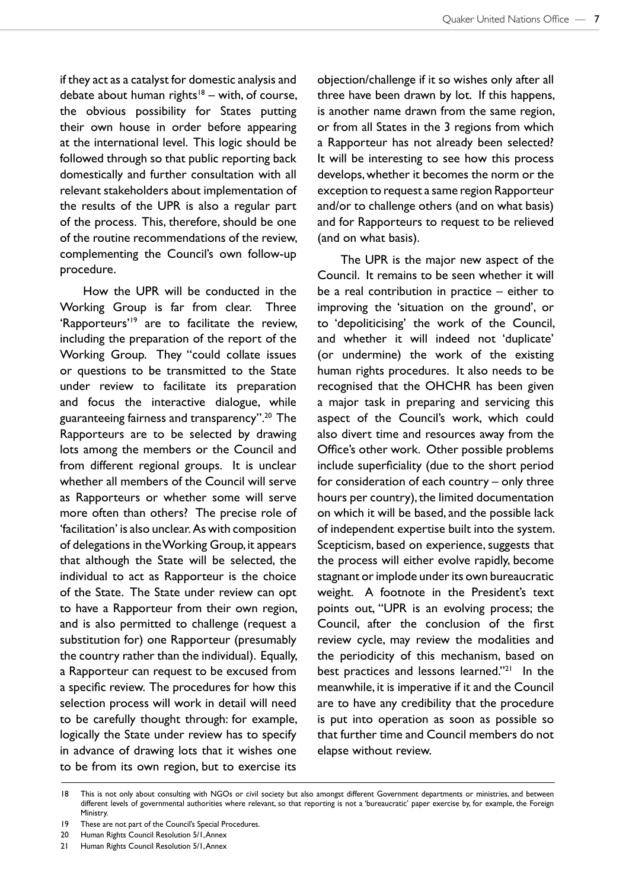if they act as a catalyst for domestic analysis and debate about human rights[18] – with, of course, the obvious possibility for States putting their own house in order before appearing at the international level. This logic should be followed through so that public reporting back domestically and further consultation with all relevant stakeholders about implementation of the results of the UPR is also a regular part of the process. This, therefore, should be one of the routine recommendations of the review, complementing the Council's own follow-up procedure.

How the UPR will be conducted in the Working Group is far from clear. Three 'Rapporteurs'[19] are to facilitate the review, including the preparation of the report of the Working Group. They "could collate issues or questions to be transmitted to the State under review to facilitate its preparation and focus the interactive dialogue, while guaranteeing fairness and transparency".[20] The Rapporteurs are to be selected by drawing lots among the members or the Council and from different regional groups. It is unclear whether all members of the Council will serve as Rapporteurs or whether some will serve more often than others? The precise role of 'facilitation' is also unclear. As with composition of delegations in the Working Group, it appears that although the State will be selected, the individual to act as Rapporteur is the choice of the State. The State under review can opt to have a Rapporteur from their own region, and is also permitted to challenge (request a substitution for) one Rapporteur (presumably the country rather than the individual). Equally, a Rapporteur can request to be excused from a specific review. The procedures for how this selection process will work in detail will need to be carefully thought through: for example, logically the State under review has to specify in advance of drawing lots that it wishes one to be from its own region, but to exercise its objection/challenge if it so wishes only after all three have been drawn by lot. If this happens, is another name drawn from the same region, or from all States in the 3 regions from which a Rapporteur has not already been selected? It will be interesting to see how this process develops, whether it becomes the norm or the exception to request a same region Rapporteur and/or to challenge others (and on what basis) and for Rapporteurs to request to be relieved (and on what basis).

The UPR is the major new aspect of the Council. It remains to be seen whether it will be a real contribution in practice – either to improving the 'situation on the ground', or to 'depoliticising' the work of the Council, and whether it will indeed not 'duplicate' (or undermine) the work of the existing human rights procedures. It also needs to be recognised that the OHCHR has been given a major task in preparing and servicing this aspect of the Council's work, which could also divert time and resources away from the Office's other work. Other possible problems include superficiality (due to the short period for consideration of each country – only three hours per country), the limited documentation on which it will be based, and the possible lack of independent expertise built into the system. Scepticism, based on experience, suggests that the process will either evolve rapidly, become stagnant or implode under its own bureaucratic weight. A footnote in the President's text points out, "UPR is an evolving process; the Council, after the conclusion of the first review cycle, may review the modalities and the periodicity of this mechanism, based on best practices and lessons learned."[21] In the meanwhile, it is imperative if it and the Council are to have any credibility that the procedure is put into operation as soon as possible so that further time and Council members do not elapse without review.

---

18 This is not only about consulting with NGOs or civil society but also amongst different Government departments or ministries, and between different levels of governmental authorities where relevant, so that reporting is not a 'bureaucratic' paper exercise by, for example, the Foreign Ministry.

19 These are not part of the Council's Special Procedures.

20 Human Rights Council Resolution 5/1, Annex

21 Human Rights Council Resolution 5/1, Annex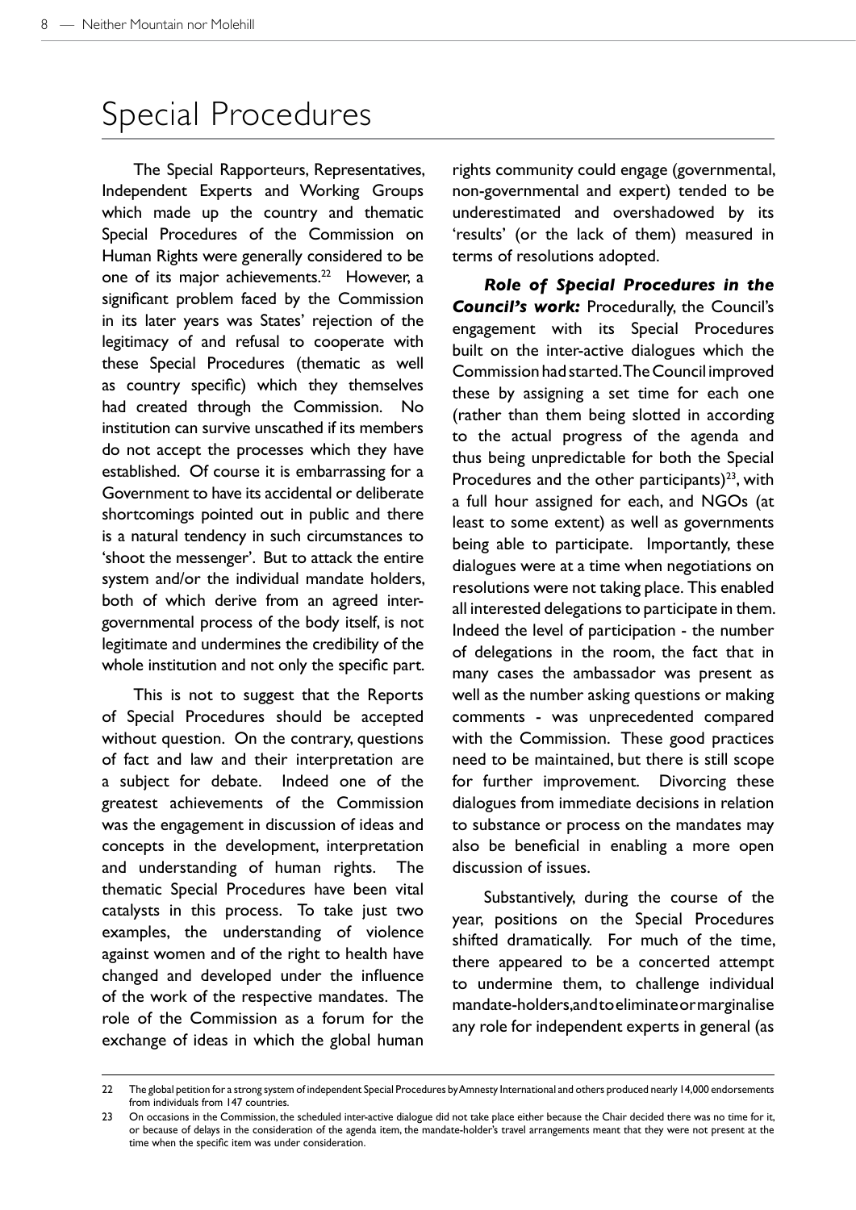# Special Procedures

The Special Rapporteurs, Representatives, Independent Experts and Working Groups which made up the country and thematic Special Procedures of the Commission on Human Rights were generally considered to be one of its major achievements.[22] However, a significant problem faced by the Commission in its later years was States' rejection of the legitimacy of and refusal to cooperate with these Special Procedures (thematic as well as country specific) which they themselves had created through the Commission. No institution can survive unscathed if its members do not accept the processes which they have established. Of course it is embarrassing for a Government to have its accidental or deliberate shortcomings pointed out in public and there is a natural tendency in such circumstances to 'shoot the messenger'. But to attack the entire system and/or the individual mandate holders, both of which derive from an agreed inter-governmental process of the body itself, is not legitimate and undermines the credibility of the whole institution and not only the specific part.

This is not to suggest that the Reports of Special Procedures should be accepted without question. On the contrary, questions of fact and law and their interpretation are a subject for debate. Indeed one of the greatest achievements of the Commission was the engagement in discussion of ideas and concepts in the development, interpretation and understanding of human rights. The thematic Special Procedures have been vital catalysts in this process. To take just two examples, the understanding of violence against women and of the right to health have changed and developed under the influence of the work of the respective mandates. The role of the Commission as a forum for the exchange of ideas in which the global human rights community could engage (governmental, non-governmental and expert) tended to be underestimated and overshadowed by its 'results' (or the lack of them) measured in terms of resolutions adopted.

***Role of Special Procedures in the Council's work:*** Procedurally, the Council's engagement with its Special Procedures built on the inter-active dialogues which the Commission had started. The Council improved these by assigning a set time for each one (rather than them being slotted in according to the actual progress of the agenda and thus being unpredictable for both the Special Procedures and the other participants)[23], with a full hour assigned for each, and NGOs (at least to some extent) as well as governments being able to participate. Importantly, these dialogues were at a time when negotiations on resolutions were not taking place. This enabled all interested delegations to participate in them. Indeed the level of participation - the number of delegations in the room, the fact that in many cases the ambassador was present as well as the number asking questions or making comments - was unprecedented compared with the Commission. These good practices need to be maintained, but there is still scope for further improvement. Divorcing these dialogues from immediate decisions in relation to substance or process on the mandates may also be beneficial in enabling a more open discussion of issues.

Substantively, during the course of the year, positions on the Special Procedures shifted dramatically. For much of the time, there appeared to be a concerted attempt to undermine them, to challenge individual mandate-holders, and to eliminate or marginalise any role for independent experts in general (as

---

22 The global petition for a strong system of independent Special Procedures by Amnesty International and others produced nearly 14,000 endorsements from individuals from 147 countries.

23 On occasions in the Commission, the scheduled inter-active dialogue did not take place either because the Chair decided there was no time for it, or because of delays in the consideration of the agenda item, the mandate-holder's travel arrangements meant that they were not present at the time when the specific item was under consideration.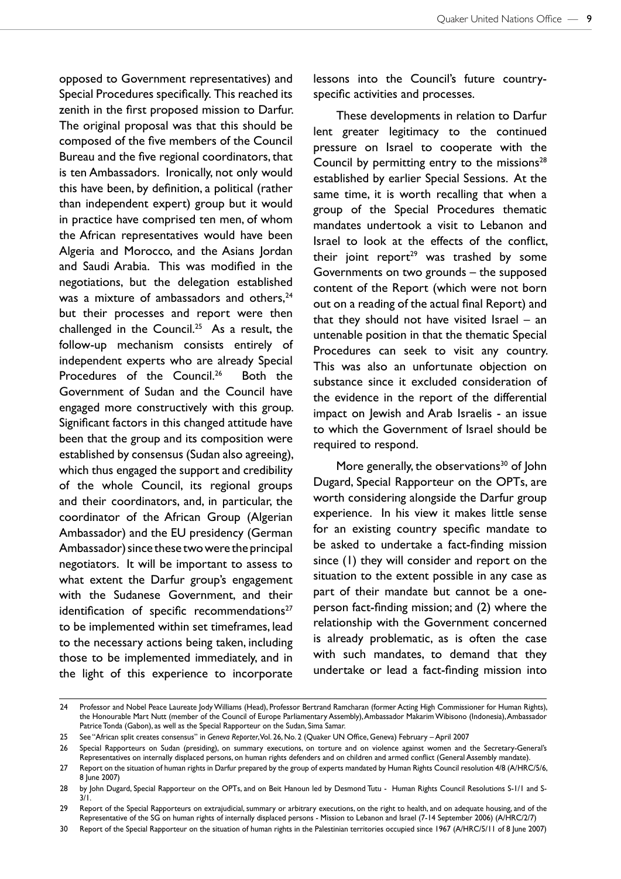opposed to Government representatives) and Special Procedures specifically. This reached its zenith in the first proposed mission to Darfur. The original proposal was that this should be composed of the five members of the Council Bureau and the five regional coordinators, that is ten Ambassadors. Ironically, not only would this have been, by definition, a political (rather than independent expert) group but it would in practice have comprised ten men, of whom the African representatives would have been Algeria and Morocco, and the Asians Jordan and Saudi Arabia. This was modified in the negotiations, but the delegation established was a mixture of ambassadors and others,[24] but their processes and report were then challenged in the Council.[25] As a result, the follow-up mechanism consists entirely of independent experts who are already Special Procedures of the Council.[26] Both the Government of Sudan and the Council have engaged more constructively with this group. Significant factors in this changed attitude have been that the group and its composition were established by consensus (Sudan also agreeing), which thus engaged the support and credibility of the whole Council, its regional groups and their coordinators, and, in particular, the coordinator of the African Group (Algerian Ambassador) and the EU presidency (German Ambassador) since these two were the principal negotiators. It will be important to assess to what extent the Darfur group's engagement with the Sudanese Government, and their identification of specific recommendations[27] to be implemented within set timeframes, lead to the necessary actions being taken, including those to be implemented immediately, and in the light of this experience to incorporate lessons into the Council's future country-specific activities and processes.

These developments in relation to Darfur lent greater legitimacy to the continued pressure on Israel to cooperate with the Council by permitting entry to the missions[28] established by earlier Special Sessions. At the same time, it is worth recalling that when a group of the Special Procedures thematic mandates undertook a visit to Lebanon and Israel to look at the effects of the conflict, their joint report[29] was trashed by some Governments on two grounds – the supposed content of the Report (which were not born out on a reading of the actual final Report) and that they should not have visited Israel – an untenable position in that the thematic Special Procedures can seek to visit any country. This was also an unfortunate objection on substance since it excluded consideration of the evidence in the report of the differential impact on Jewish and Arab Israelis - an issue to which the Government of Israel should be required to respond.

More generally, the observations[30] of John Dugard, Special Rapporteur on the OPTs, are worth considering alongside the Darfur group experience. In his view it makes little sense for an existing country specific mandate to be asked to undertake a fact-finding mission since (1) they will consider and report on the situation to the extent possible in any case as part of their mandate but cannot be a one-person fact-finding mission; and (2) where the relationship with the Government concerned is already problematic, as is often the case with such mandates, to demand that they undertake or lead a fact-finding mission into

---

24 Professor and Nobel Peace Laureate Jody Williams (Head), Professor Bertrand Ramcharan (former Acting High Commissioner for Human Rights), the Honourable Mart Nutt (member of the Council of Europe Parliamentary Assembly), Ambassador Makarim Wibisono (Indonesia), Ambassador Patrice Tonda (Gabon), as well as the Special Rapporteur on the Sudan, Sima Samar.

25 See "African split creates consensus" in *Geneva Reporter*, Vol. 26, No. 2 (Quaker UN Office, Geneva) February – April 2007

26 Special Rapporteurs on Sudan (presiding), on summary executions, on torture and on violence against women and the Secretary-General's Representatives on internally displaced persons, on human rights defenders and on children and armed conflict (General Assembly mandate).

27 Report on the situation of human rights in Darfur prepared by the group of experts mandated by Human Rights Council resolution 4/8 (A/HRC/5/6, 8 June 2007)

28 by John Dugard, Special Rapporteur on the OPTs, and on Beit Hanoun led by Desmond Tutu - Human Rights Council Resolutions S-1/1 and S-3/1.

29 Report of the Special Rapporteurs on extrajudicial, summary or arbitrary executions, on the right to health, and on adequate housing, and of the Representative of the SG on human rights of internally displaced persons - Mission to Lebanon and Israel (7-14 September 2006) (A/HRC/2/7)

30 Report of the Special Rapporteur on the situation of human rights in the Palestinian territories occupied since 1967 (A/HRC/5/11 of 8 June 2007)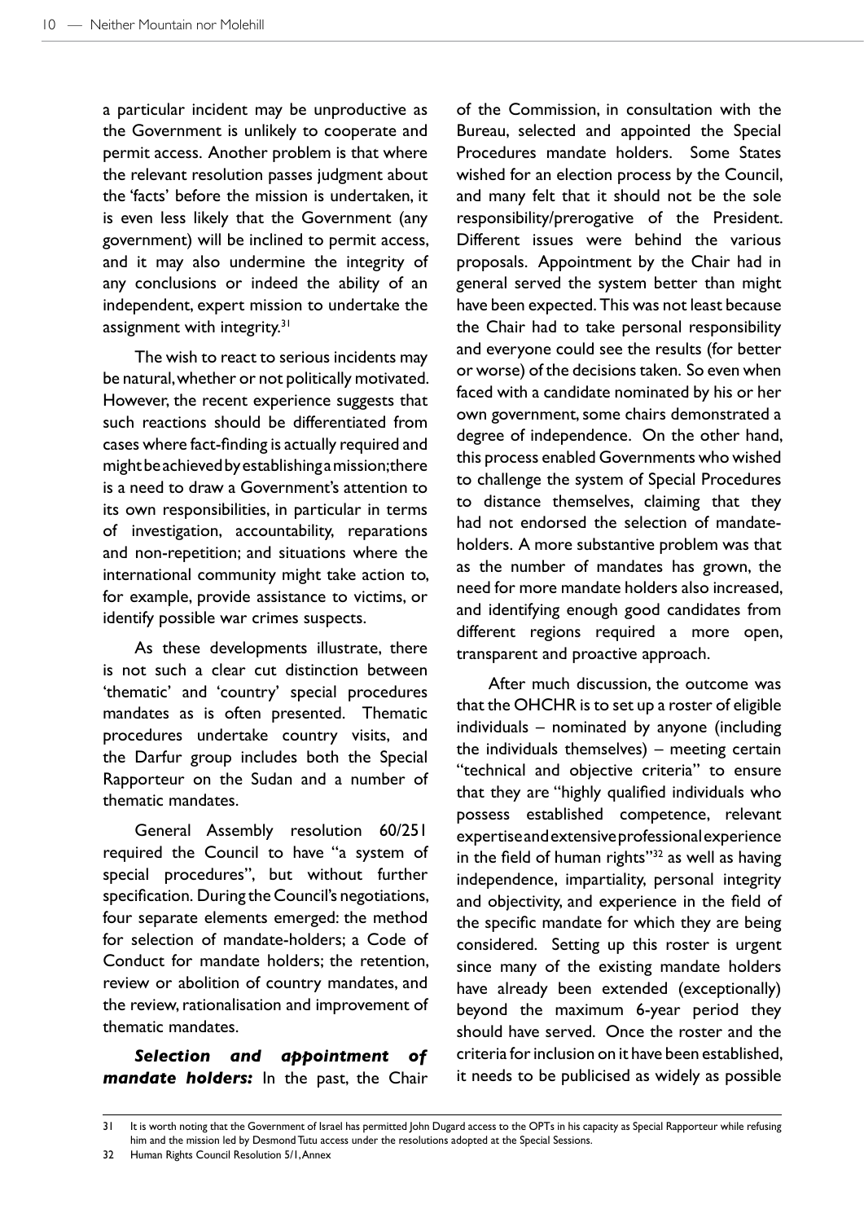a particular incident may be unproductive as the Government is unlikely to cooperate and permit access. Another problem is that where the relevant resolution passes judgment about the 'facts' before the mission is undertaken, it is even less likely that the Government (any government) will be inclined to permit access, and it may also undermine the integrity of any conclusions or indeed the ability of an independent, expert mission to undertake the assignment with integrity.[31]

The wish to react to serious incidents may be natural, whether or not politically motivated. However, the recent experience suggests that such reactions should be differentiated from cases where fact-finding is actually required and might be achieved by establishing a mission; there is a need to draw a Government's attention to its own responsibilities, in particular in terms of investigation, accountability, reparations and non-repetition; and situations where the international community might take action to, for example, provide assistance to victims, or identify possible war crimes suspects.

As these developments illustrate, there is not such a clear cut distinction between 'thematic' and 'country' special procedures mandates as is often presented. Thematic procedures undertake country visits, and the Darfur group includes both the Special Rapporteur on the Sudan and a number of thematic mandates.

General Assembly resolution 60/251 required the Council to have "a system of special procedures", but without further specification. During the Council's negotiations, four separate elements emerged: the method for selection of mandate-holders; a Code of Conduct for mandate holders; the retention, review or abolition of country mandates, and the review, rationalisation and improvement of thematic mandates.

***Selection and appointment of mandate holders:*** In the past, the Chair of the Commission, in consultation with the Bureau, selected and appointed the Special Procedures mandate holders. Some States wished for an election process by the Council, and many felt that it should not be the sole responsibility/prerogative of the President. Different issues were behind the various proposals. Appointment by the Chair had in general served the system better than might have been expected. This was not least because the Chair had to take personal responsibility and everyone could see the results (for better or worse) of the decisions taken. So even when faced with a candidate nominated by his or her own government, some chairs demonstrated a degree of independence. On the other hand, this process enabled Governments who wished to challenge the system of Special Procedures to distance themselves, claiming that they had not endorsed the selection of mandate-holders. A more substantive problem was that as the number of mandates has grown, the need for more mandate holders also increased, and identifying enough good candidates from different regions required a more open, transparent and proactive approach.

After much discussion, the outcome was that the OHCHR is to set up a roster of eligible individuals – nominated by anyone (including the individuals themselves) – meeting certain "technical and objective criteria" to ensure that they are "highly qualified individuals who possess established competence, relevant expertise and extensive professional experience in the field of human rights"[32] as well as having independence, impartiality, personal integrity and objectivity, and experience in the field of the specific mandate for which they are being considered. Setting up this roster is urgent since many of the existing mandate holders have already been extended (exceptionally) beyond the maximum 6-year period they should have served. Once the roster and the criteria for inclusion on it have been established, it needs to be publicised as widely as possible

---

31 It is worth noting that the Government of Israel has permitted John Dugard access to the OPTs in his capacity as Special Rapporteur while refusing him and the mission led by Desmond Tutu access under the resolutions adopted at the Special Sessions.

32 Human Rights Council Resolution 5/1, Annex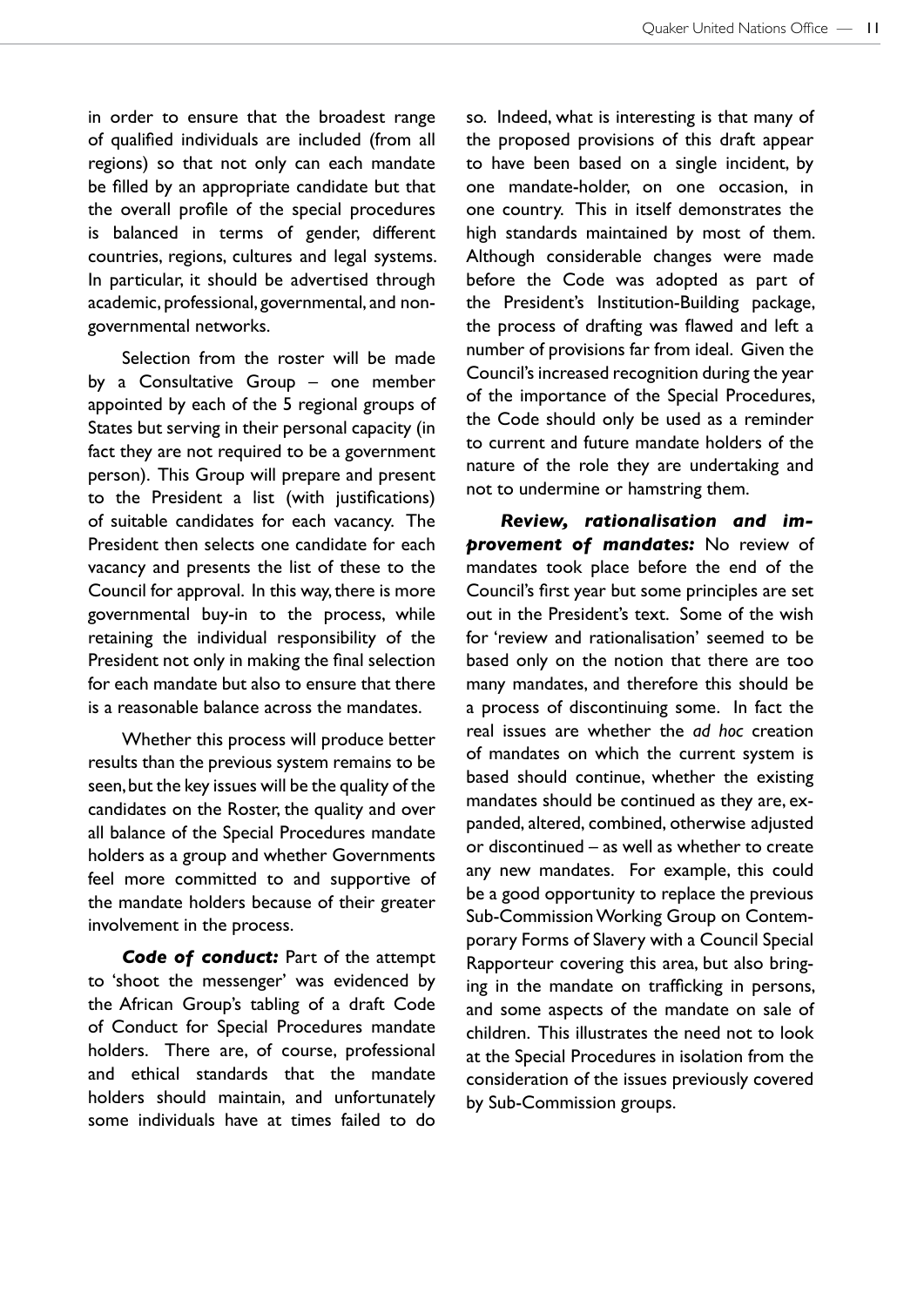in order to ensure that the broadest range of qualified individuals are included (from all regions) so that not only can each mandate be filled by an appropriate candidate but that the overall profile of the special procedures is balanced in terms of gender, different countries, regions, cultures and legal systems. In particular, it should be advertised through academic, professional, governmental, and non-governmental networks.

Selection from the roster will be made by a Consultative Group – one member appointed by each of the 5 regional groups of States but serving in their personal capacity (in fact they are not required to be a government person). This Group will prepare and present to the President a list (with justifications) of suitable candidates for each vacancy. The President then selects one candidate for each vacancy and presents the list of these to the Council for approval. In this way, there is more governmental buy-in to the process, while retaining the individual responsibility of the President not only in making the final selection for each mandate but also to ensure that there is a reasonable balance across the mandates.

Whether this process will produce better results than the previous system remains to be seen, but the key issues will be the quality of the candidates on the Roster, the quality and over all balance of the Special Procedures mandate holders as a group and whether Governments feel more committed to and supportive of the mandate holders because of their greater involvement in the process.

***Code of conduct:*** Part of the attempt to 'shoot the messenger' was evidenced by the African Group's tabling of a draft Code of Conduct for Special Procedures mandate holders. There are, of course, professional and ethical standards that the mandate holders should maintain, and unfortunately some individuals have at times failed to do so. Indeed, what is interesting is that many of the proposed provisions of this draft appear to have been based on a single incident, by one mandate-holder, on one occasion, in one country. This in itself demonstrates the high standards maintained by most of them. Although considerable changes were made before the Code was adopted as part of the President's Institution-Building package, the process of drafting was flawed and left a number of provisions far from ideal. Given the Council's increased recognition during the year of the importance of the Special Procedures, the Code should only be used as a reminder to current and future mandate holders of the nature of the role they are undertaking and not to undermine or hamstring them.

***Review, rationalisation and improvement of mandates:*** No review of mandates took place before the end of the Council's first year but some principles are set out in the President's text. Some of the wish for 'review and rationalisation' seemed to be based only on the notion that there are too many mandates, and therefore this should be a process of discontinuing some. In fact the real issues are whether the *ad hoc* creation of mandates on which the current system is based should continue, whether the existing mandates should be continued as they are, expanded, altered, combined, otherwise adjusted or discontinued – as well as whether to create any new mandates. For example, this could be a good opportunity to replace the previous Sub-Commission Working Group on Contemporary Forms of Slavery with a Council Special Rapporteur covering this area, but also bringing in the mandate on trafficking in persons, and some aspects of the mandate on sale of children. This illustrates the need not to look at the Special Procedures in isolation from the consideration of the issues previously covered by Sub-Commission groups.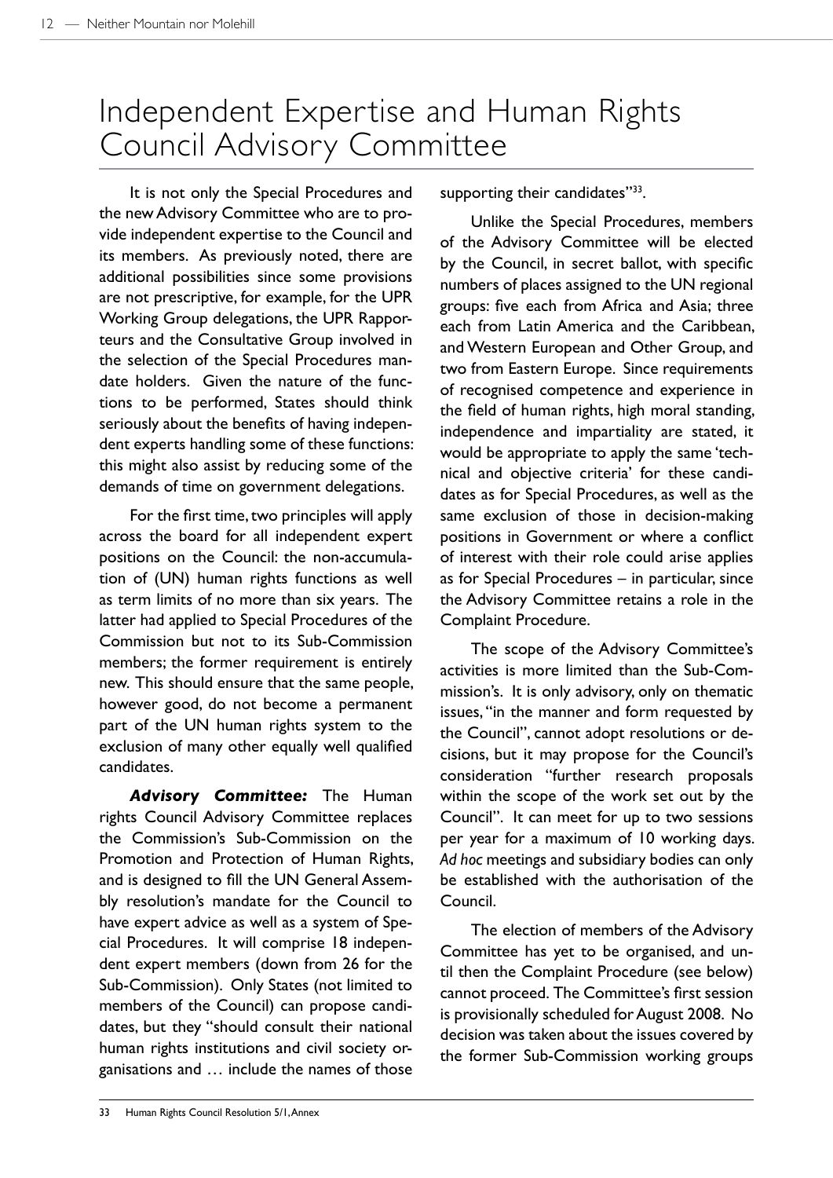# Independent Expertise and Human Rights Council Advisory Committee

It is not only the Special Procedures and the new Advisory Committee who are to provide independent expertise to the Council and its members. As previously noted, there are additional possibilities since some provisions are not prescriptive, for example, for the UPR Working Group delegations, the UPR Rapporteurs and the Consultative Group involved in the selection of the Special Procedures mandate holders. Given the nature of the functions to be performed, States should think seriously about the benefits of having independent experts handling some of these functions: this might also assist by reducing some of the demands of time on government delegations.

For the first time, two principles will apply across the board for all independent expert positions on the Council: the non-accumulation of (UN) human rights functions as well as term limits of no more than six years. The latter had applied to Special Procedures of the Commission but not to its Sub-Commission members; the former requirement is entirely new. This should ensure that the same people, however good, do not become a permanent part of the UN human rights system to the exclusion of many other equally well qualified candidates.

***Advisory Committee:*** The Human rights Council Advisory Committee replaces the Commission's Sub-Commission on the Promotion and Protection of Human Rights, and is designed to fill the UN General Assembly resolution's mandate for the Council to have expert advice as well as a system of Special Procedures. It will comprise 18 independent expert members (down from 26 for the Sub-Commission). Only States (not limited to members of the Council) can propose candidates, but they "should consult their national human rights institutions and civil society organisations and … include the names of those supporting their candidates"[33].

Unlike the Special Procedures, members of the Advisory Committee will be elected by the Council, in secret ballot, with specific numbers of places assigned to the UN regional groups: five each from Africa and Asia; three each from Latin America and the Caribbean, and Western European and Other Group, and two from Eastern Europe. Since requirements of recognised competence and experience in the field of human rights, high moral standing, independence and impartiality are stated, it would be appropriate to apply the same 'technical and objective criteria' for these candidates as for Special Procedures, as well as the same exclusion of those in decision-making positions in Government or where a conflict of interest with their role could arise applies as for Special Procedures – in particular, since the Advisory Committee retains a role in the Complaint Procedure.

The scope of the Advisory Committee's activities is more limited than the Sub-Commission's. It is only advisory, only on thematic issues, "in the manner and form requested by the Council", cannot adopt resolutions or decisions, but it may propose for the Council's consideration "further research proposals within the scope of the work set out by the Council". It can meet for up to two sessions per year for a maximum of 10 working days. *Ad hoc* meetings and subsidiary bodies can only be established with the authorisation of the Council.

The election of members of the Advisory Committee has yet to be organised, and until then the Complaint Procedure (see below) cannot proceed. The Committee's first session is provisionally scheduled for August 2008. No decision was taken about the issues covered by the former Sub-Commission working groups

33 Human Rights Council Resolution 5/1, Annex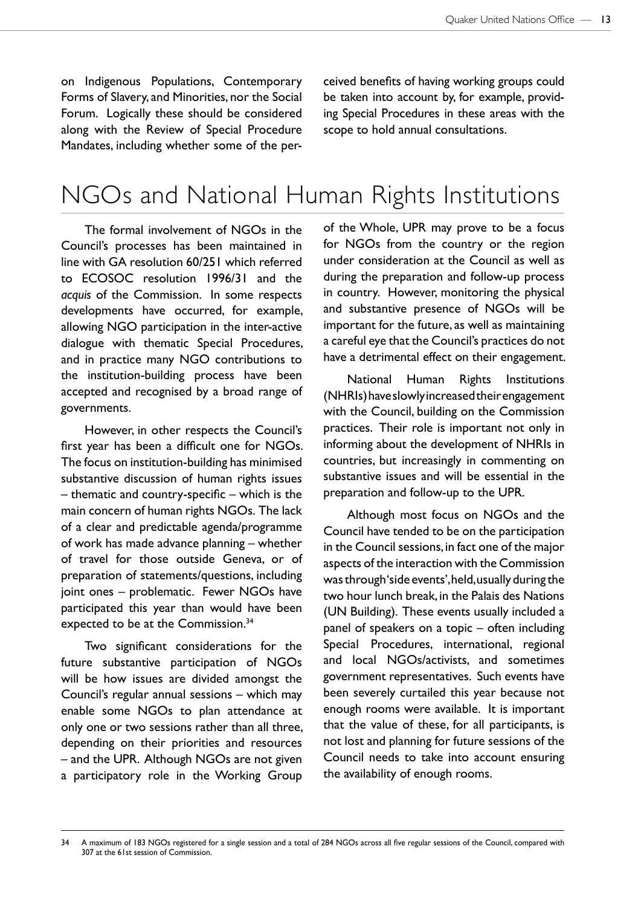on Indigenous Populations, Contemporary Forms of Slavery, and Minorities, nor the Social Forum. Logically these should be considered along with the Review of Special Procedure Mandates, including whether some of the perceived benefits of having working groups could be taken into account by, for example, providing Special Procedures in these areas with the scope to hold annual consultations.

# NGOs and National Human Rights Institutions

The formal involvement of NGOs in the Council's processes has been maintained in line with GA resolution 60/251 which referred to ECOSOC resolution 1996/31 and the *acquis* of the Commission. In some respects developments have occurred, for example, allowing NGO participation in the inter-active dialogue with thematic Special Procedures, and in practice many NGO contributions to the institution-building process have been accepted and recognised by a broad range of governments.

However, in other respects the Council's first year has been a difficult one for NGOs. The focus on institution-building has minimised substantive discussion of human rights issues – thematic and country-specific – which is the main concern of human rights NGOs. The lack of a clear and predictable agenda/programme of work has made advance planning – whether of travel for those outside Geneva, or of preparation of statements/questions, including joint ones – problematic. Fewer NGOs have participated this year than would have been expected to be at the Commission.[34]

Two significant considerations for the future substantive participation of NGOs will be how issues are divided amongst the Council's regular annual sessions – which may enable some NGOs to plan attendance at only one or two sessions rather than all three, depending on their priorities and resources – and the UPR. Although NGOs are not given a participatory role in the Working Group of the Whole, UPR may prove to be a focus for NGOs from the country or the region under consideration at the Council as well as during the preparation and follow-up process in country. However, monitoring the physical and substantive presence of NGOs will be important for the future, as well as maintaining a careful eye that the Council's practices do not have a detrimental effect on their engagement.

National Human Rights Institutions (NHRIs) have slowly increased their engagement with the Council, building on the Commission practices. Their role is important not only in informing about the development of NHRIs in countries, but increasingly in commenting on substantive issues and will be essential in the preparation and follow-up to the UPR.

Although most focus on NGOs and the Council have tended to be on the participation in the Council sessions, in fact one of the major aspects of the interaction with the Commission was through 'side events', held, usually during the two hour lunch break, in the Palais des Nations (UN Building). These events usually included a panel of speakers on a topic – often including Special Procedures, international, regional and local NGOs/activists, and sometimes government representatives. Such events have been severely curtailed this year because not enough rooms were available. It is important that the value of these, for all participants, is not lost and planning for future sessions of the Council needs to take into account ensuring the availability of enough rooms.

---

34 A maximum of 183 NGOs registered for a single session and a total of 284 NGOs across all five regular sessions of the Council, compared with 307 at the 61st session of Commission.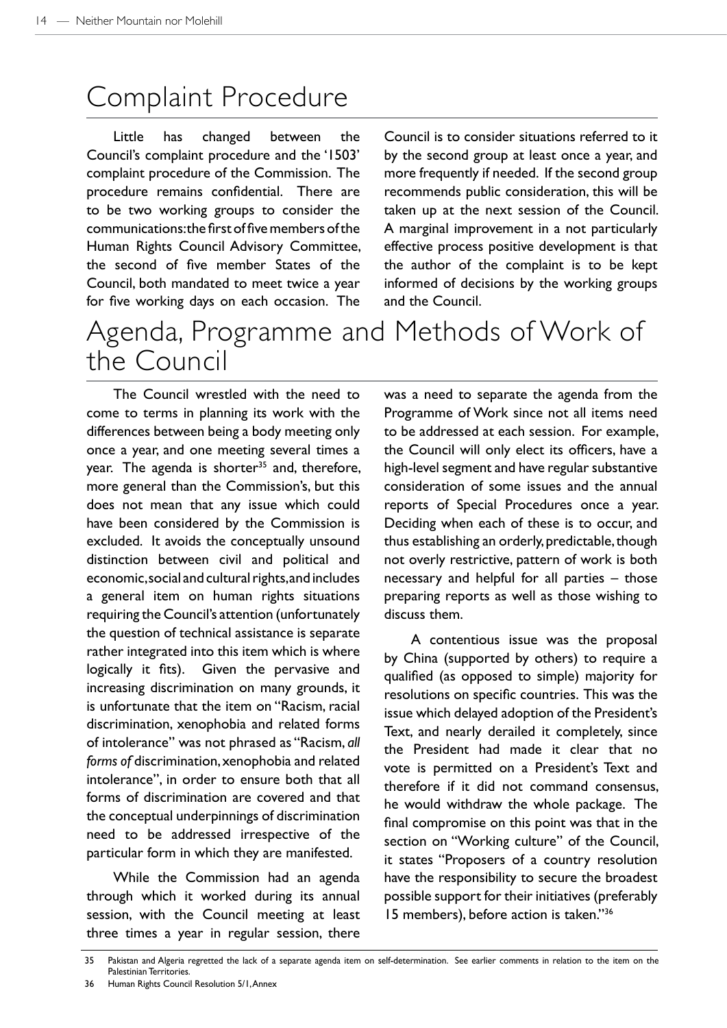# Complaint Procedure

Little has changed between the Council's complaint procedure and the '1503' complaint procedure of the Commission. The procedure remains confidential. There are to be two working groups to consider the communications: the first of five members of the Human Rights Council Advisory Committee, the second of five member States of the Council, both mandated to meet twice a year for five working days on each occasion. The Council is to consider situations referred to it by the second group at least once a year, and more frequently if needed. If the second group recommends public consideration, this will be taken up at the next session of the Council. A marginal improvement in a not particularly effective process positive development is that the author of the complaint is to be kept informed of decisions by the working groups and the Council.

# Agenda, Programme and Methods of Work of the Council

The Council wrestled with the need to come to terms in planning its work with the differences between being a body meeting only once a year, and one meeting several times a year. The agenda is shorter[35] and, therefore, more general than the Commission's, but this does not mean that any issue which could have been considered by the Commission is excluded. It avoids the conceptually unsound distinction between civil and political and economic, social and cultural rights, and includes a general item on human rights situations requiring the Council's attention (unfortunately the question of technical assistance is separate rather integrated into this item which is where logically it fits). Given the pervasive and increasing discrimination on many grounds, it is unfortunate that the item on "Racism, racial discrimination, xenophobia and related forms of intolerance" was not phrased as "Racism, *all forms of* discrimination, xenophobia and related intolerance", in order to ensure both that all forms of discrimination are covered and that the conceptual underpinnings of discrimination need to be addressed irrespective of the particular form in which they are manifested.

While the Commission had an agenda through which it worked during its annual session, with the Council meeting at least three times a year in regular session, there was a need to separate the agenda from the Programme of Work since not all items need to be addressed at each session. For example, the Council will only elect its officers, have a high-level segment and have regular substantive consideration of some issues and the annual reports of Special Procedures once a year. Deciding when each of these is to occur, and thus establishing an orderly, predictable, though not overly restrictive, pattern of work is both necessary and helpful for all parties – those preparing reports as well as those wishing to discuss them.

A contentious issue was the proposal by China (supported by others) to require a qualified (as opposed to simple) majority for resolutions on specific countries. This was the issue which delayed adoption of the President's Text, and nearly derailed it completely, since the President had made it clear that no vote is permitted on a President's Text and therefore if it did not command consensus, he would withdraw the whole package. The final compromise on this point was that in the section on "Working culture" of the Council, it states "Proposers of a country resolution have the responsibility to secure the broadest possible support for their initiatives (preferably 15 members), before action is taken."[36]

---

35 Pakistan and Algeria regretted the lack of a separate agenda item on self-determination. See earlier comments in relation to the item on the Palestinian Territories.

36 Human Rights Council Resolution 5/1, Annex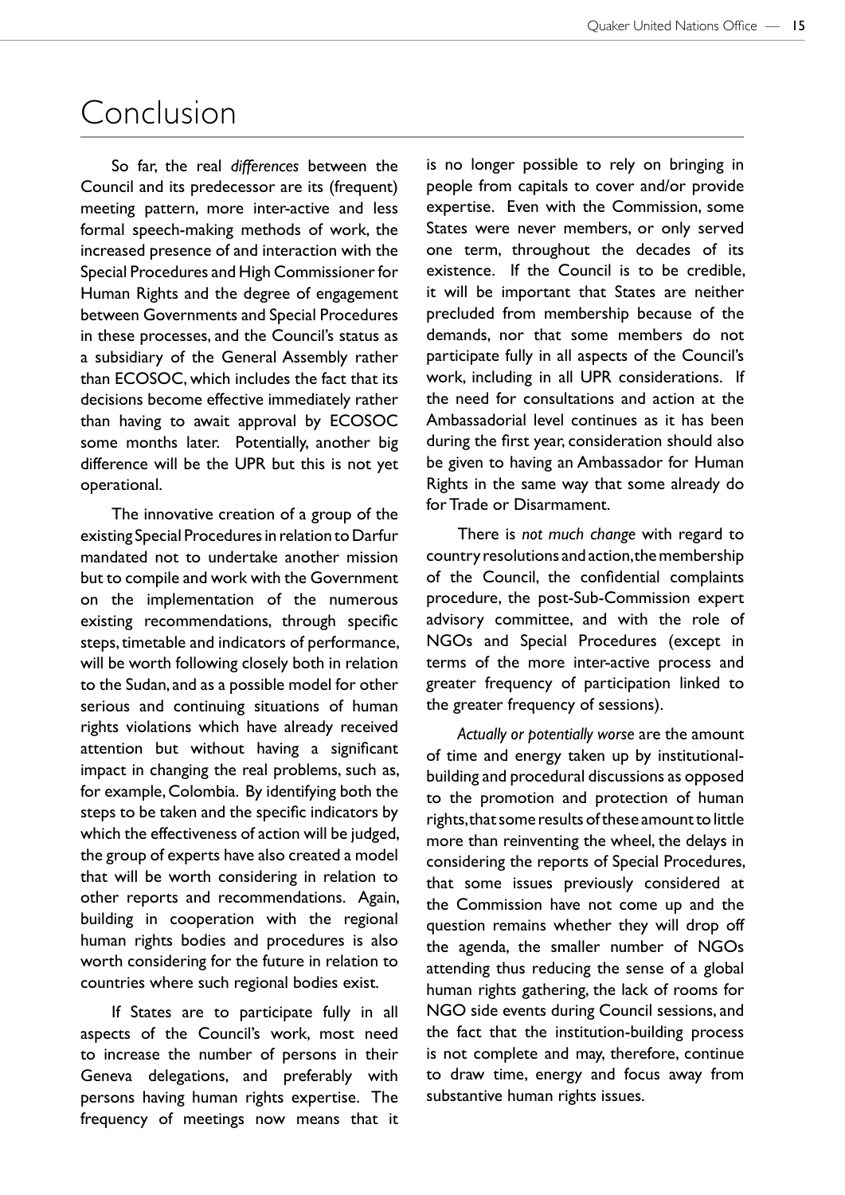# Conclusion

So far, the real *differences* between the Council and its predecessor are its (frequent) meeting pattern, more inter-active and less formal speech-making methods of work, the increased presence of and interaction with the Special Procedures and High Commissioner for Human Rights and the degree of engagement between Governments and Special Procedures in these processes, and the Council's status as a subsidiary of the General Assembly rather than ECOSOC, which includes the fact that its decisions become effective immediately rather than having to await approval by ECOSOC some months later. Potentially, another big difference will be the UPR but this is not yet operational.

The innovative creation of a group of the existing Special Procedures in relation to Darfur mandated not to undertake another mission but to compile and work with the Government on the implementation of the numerous existing recommendations, through specific steps, timetable and indicators of performance, will be worth following closely both in relation to the Sudan, and as a possible model for other serious and continuing situations of human rights violations which have already received attention but without having a significant impact in changing the real problems, such as, for example, Colombia. By identifying both the steps to be taken and the specific indicators by which the effectiveness of action will be judged, the group of experts have also created a model that will be worth considering in relation to other reports and recommendations. Again, building in cooperation with the regional human rights bodies and procedures is also worth considering for the future in relation to countries where such regional bodies exist.

If States are to participate fully in all aspects of the Council's work, most need to increase the number of persons in their Geneva delegations, and preferably with persons having human rights expertise. The frequency of meetings now means that it is no longer possible to rely on bringing in people from capitals to cover and/or provide expertise. Even with the Commission, some States were never members, or only served one term, throughout the decades of its existence. If the Council is to be credible, it will be important that States are neither precluded from membership because of the demands, nor that some members do not participate fully in all aspects of the Council's work, including in all UPR considerations. If the need for consultations and action at the Ambassadorial level continues as it has been during the first year, consideration should also be given to having an Ambassador for Human Rights in the same way that some already do for Trade or Disarmament.

There is *not much change* with regard to country resolutions and action, the membership of the Council, the confidential complaints procedure, the post-Sub-Commission expert advisory committee, and with the role of NGOs and Special Procedures (except in terms of the more inter-active process and greater frequency of participation linked to the greater frequency of sessions).

*Actually or potentially worse* are the amount of time and energy taken up by institutional-building and procedural discussions as opposed to the promotion and protection of human rights, that some results of these amount to little more than reinventing the wheel, the delays in considering the reports of Special Procedures, that some issues previously considered at the Commission have not come up and the question remains whether they will drop off the agenda, the smaller number of NGOs attending thus reducing the sense of a global human rights gathering, the lack of rooms for NGO side events during Council sessions, and the fact that the institution-building process is not complete and may, therefore, continue to draw time, energy and focus away from substantive human rights issues.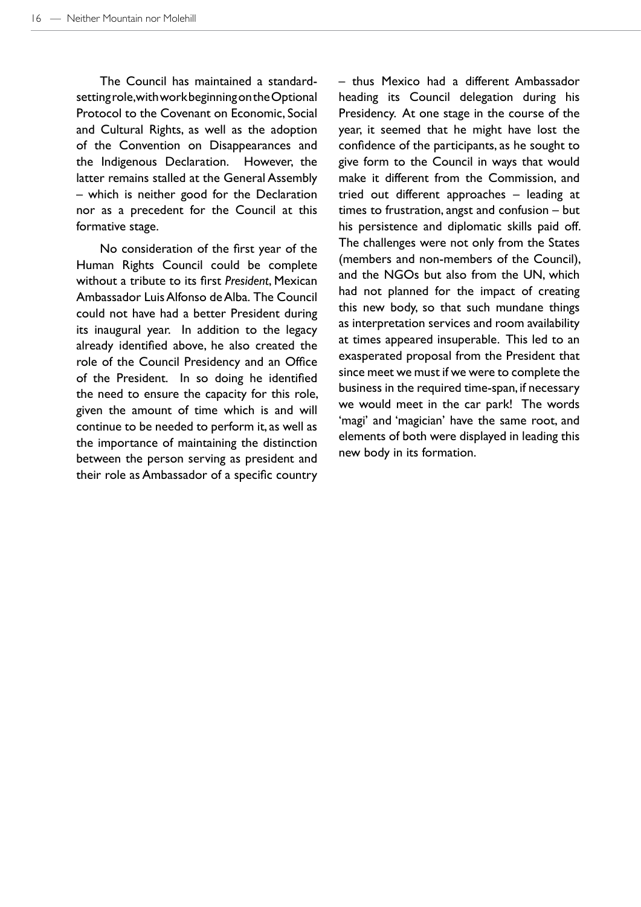The Council has maintained a standard-setting role, with work beginning on the Optional Protocol to the Covenant on Economic, Social and Cultural Rights, as well as the adoption of the Convention on Disappearances and the Indigenous Declaration. However, the latter remains stalled at the General Assembly – which is neither good for the Declaration nor as a precedent for the Council at this formative stage.

No consideration of the first year of the Human Rights Council could be complete without a tribute to its first *President*, Mexican Ambassador Luis Alfonso de Alba. The Council could not have had a better President during its inaugural year. In addition to the legacy already identified above, he also created the role of the Council Presidency and an Office of the President. In so doing he identified the need to ensure the capacity for this role, given the amount of time which is and will continue to be needed to perform it, as well as the importance of maintaining the distinction between the person serving as president and their role as Ambassador of a specific country – thus Mexico had a different Ambassador heading its Council delegation during his Presidency. At one stage in the course of the year, it seemed that he might have lost the confidence of the participants, as he sought to give form to the Council in ways that would make it different from the Commission, and tried out different approaches – leading at times to frustration, angst and confusion – but his persistence and diplomatic skills paid off. The challenges were not only from the States (members and non-members of the Council), and the NGOs but also from the UN, which had not planned for the impact of creating this new body, so that such mundane things as interpretation services and room availability at times appeared insuperable. This led to an exasperated proposal from the President that since meet we must if we were to complete the business in the required time-span, if necessary we would meet in the car park! The words 'magi' and 'magician' have the same root, and elements of both were displayed in leading this new body in its formation.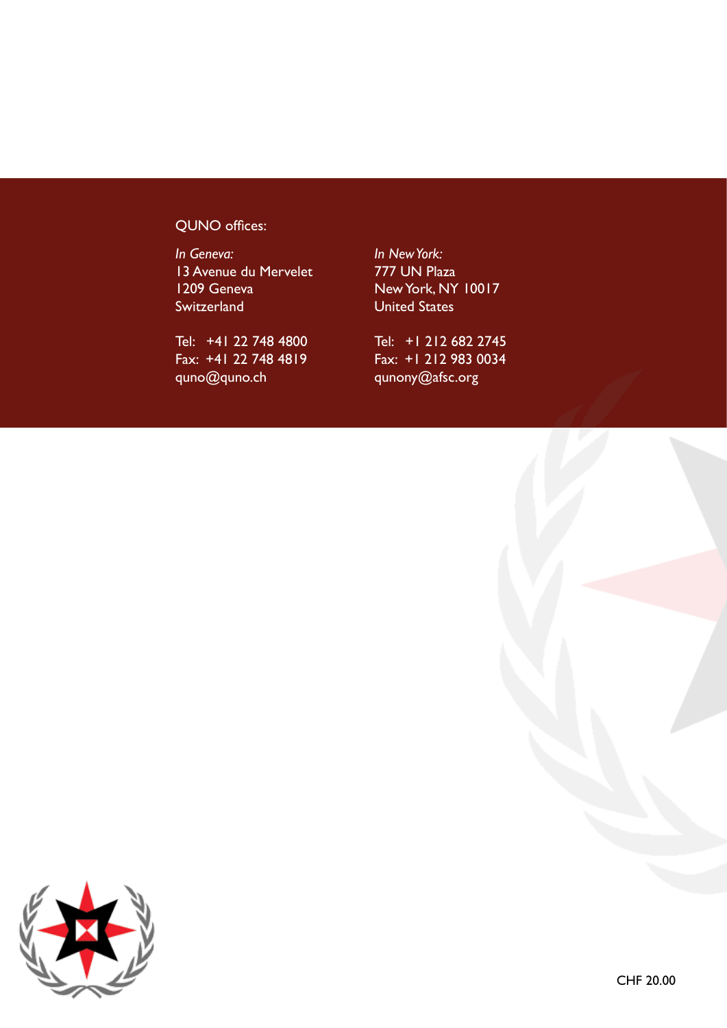QUNO offices:

*In Geneva:*
13 Avenue du Mervelet
1209 Geneva
Switzerland

Tel: +41 22 748 4800
Fax: +41 22 748 4819
quno@quno.ch

*In New York:*
777 UN Plaza
New York, NY 10017
United States

Tel: +1 212 682 2745
Fax: +1 212 983 0034
qunony@afsc.org

CHF 20.00